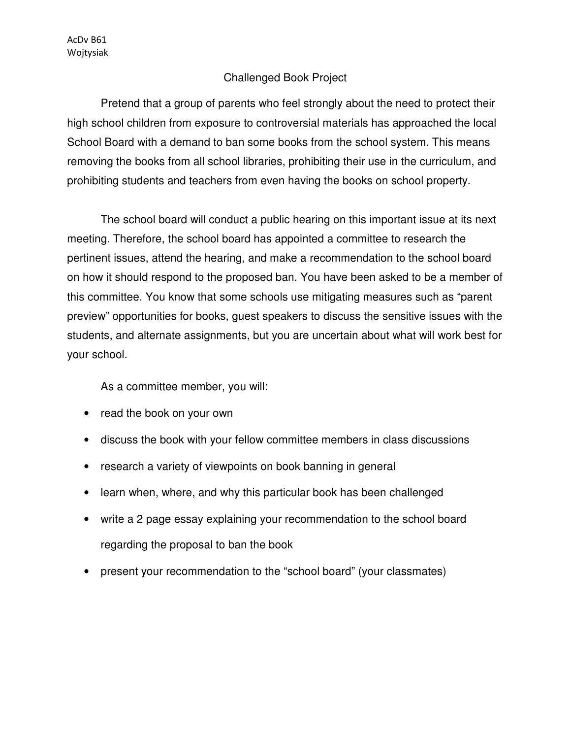AcDv B61
Wojtysiak

# Challenged Book Project

Pretend that a group of parents who feel strongly about the need to protect their high school children from exposure to controversial materials has approached the local School Board with a demand to ban some books from the school system. This means removing the books from all school libraries, prohibiting their use in the curriculum, and prohibiting students and teachers from even having the books on school property.

The school board will conduct a public hearing on this important issue at its next meeting. Therefore, the school board has appointed a committee to research the pertinent issues, attend the hearing, and make a recommendation to the school board on how it should respond to the proposed ban. You have been asked to be a member of this committee. You know that some schools use mitigating measures such as "parent preview" opportunities for books, guest speakers to discuss the sensitive issues with the students, and alternate assignments, but you are uncertain about what will work best for your school.

As a committee member, you will:

- read the book on your own
- discuss the book with your fellow committee members in class discussions
- research a variety of viewpoints on book banning in general
- learn when, where, and why this particular book has been challenged
- write a 2 page essay explaining your recommendation to the school board regarding the proposal to ban the book
- present your recommendation to the "school board" (your classmates)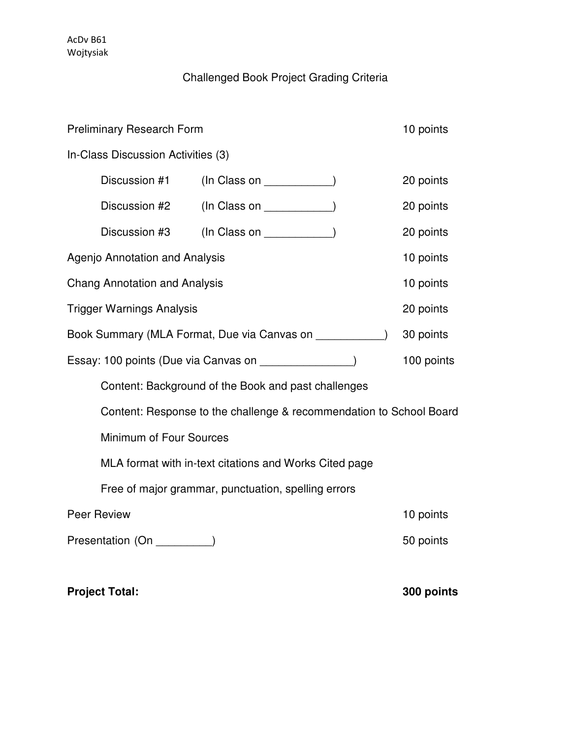AcDv B61
Wojtysiak

# Challenged Book Project Grading Criteria

| Item | Points |
|---|---|
| Preliminary Research Form | 10 points |
| In-Class Discussion Activities (3) | |
| &nbsp;&nbsp;&nbsp;&nbsp;Discussion #1 (In Class on ___________) | 20 points |
| &nbsp;&nbsp;&nbsp;&nbsp;Discussion #2 (In Class on ___________) | 20 points |
| &nbsp;&nbsp;&nbsp;&nbsp;Discussion #3 (In Class on ___________) | 20 points |
| Agenjo Annotation and Analysis | 10 points |
| Chang Annotation and Analysis | 10 points |
| Trigger Warnings Analysis | 20 points |
| Book Summary (MLA Format, Due via Canvas on ___________) | 30 points |
| Essay: 100 points (Due via Canvas on _______________) | 100 points |
| &nbsp;&nbsp;&nbsp;&nbsp;Content: Background of the Book and past challenges | |
| &nbsp;&nbsp;&nbsp;&nbsp;Content: Response to the challenge & recommendation to School Board | |
| &nbsp;&nbsp;&nbsp;&nbsp;Minimum of Four Sources | |
| &nbsp;&nbsp;&nbsp;&nbsp;MLA format with in-text citations and Works Cited page | |
| &nbsp;&nbsp;&nbsp;&nbsp;Free of major grammar, punctuation, spelling errors | |
| Peer Review | 10 points |
| Presentation (On _________) | 50 points |
| **Project Total:** | **300 points** |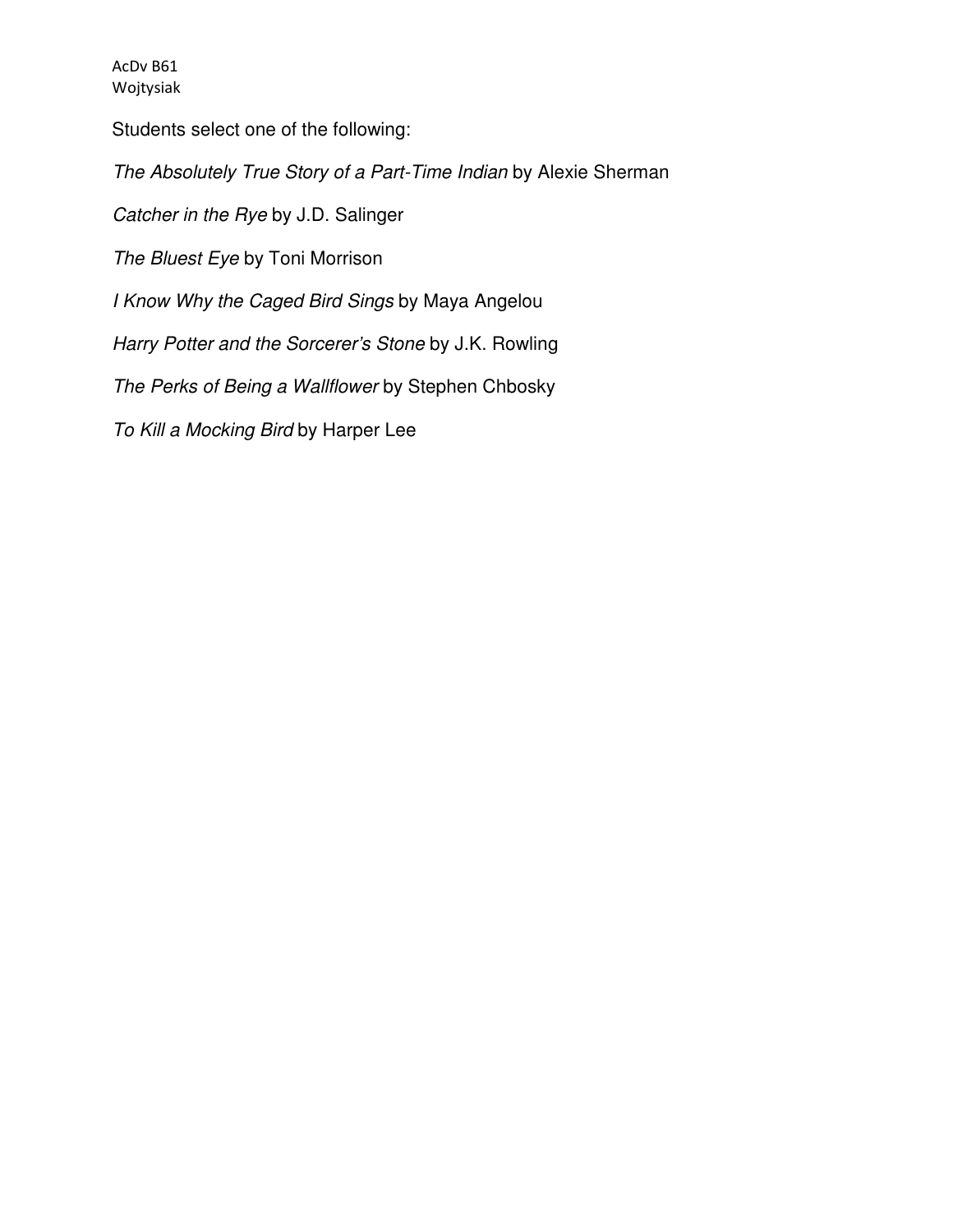Students select one of the following:

*The Absolutely True Story of a Part-Time Indian* by Alexie Sherman

*Catcher in the Rye* by J.D. Salinger

*The Bluest Eye* by Toni Morrison

*I Know Why the Caged Bird Sings* by Maya Angelou

*Harry Potter and the Sorcerer's Stone* by J.K. Rowling

*The Perks of Being a Wallflower* by Stephen Chbosky

*To Kill a Mocking Bird* by Harper Lee